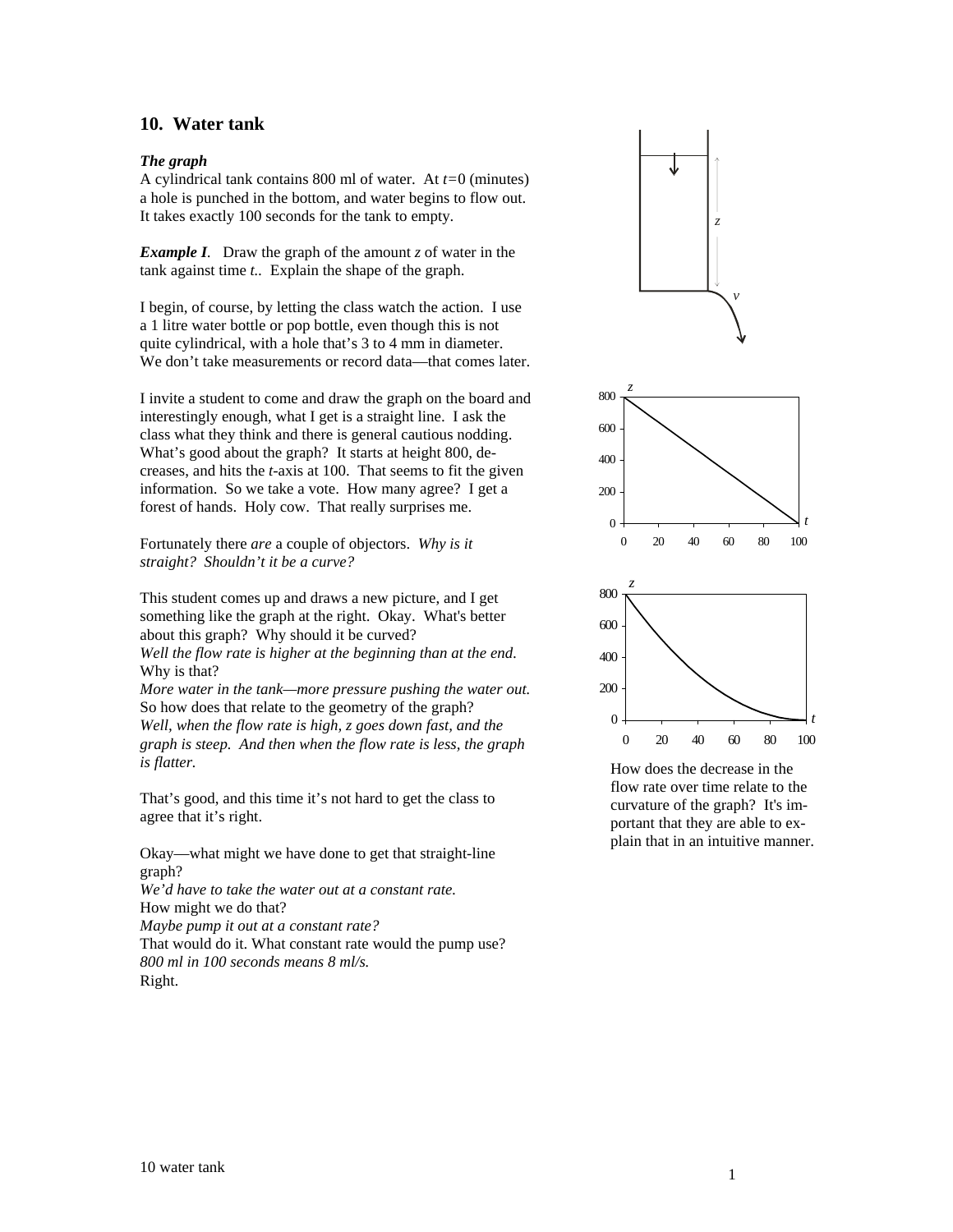## 10. Water tank

***The graph***

A cylindrical tank contains 800 ml of water. At $t=0$ (minutes) a hole is punched in the bottom, and water begins to flow out. It takes exactly 100 seconds for the tank to empty.

***Example I***. Draw the graph of the amount $z$ of water in the tank against time $t$.. Explain the shape of the graph.

I begin, of course, by letting the class watch the action. I use a 1 litre water bottle or pop bottle, even though this is not quite cylindrical, with a hole that's 3 to 4 mm in diameter. We don't take measurements or record data—that comes later.

I invite a student to come and draw the graph on the board and interestingly enough, what I get is a straight line. I ask the class what they think and there is general cautious nodding. What's good about the graph? It starts at height 800, decreases, and hits the $t$-axis at 100. That seems to fit the given information. So we take a vote. How many agree? I get a forest of hands. Holy cow. That really surprises me.

Fortunately there *are* a couple of objectors. *Why is it straight? Shouldn't it be a curve?*

This student comes up and draws a new picture, and I get something like the graph at the right. Okay. What's better about this graph? Why should it be curved?
*Well the flow rate is higher at the beginning than at the end.*
Why is that?
*More water in the tank—more pressure pushing the water out.*
So how does that relate to the geometry of the graph?
*Well, when the flow rate is high, z goes down fast, and the graph is steep. And then when the flow rate is less, the graph is flatter.*

That's good, and this time it's not hard to get the class to agree that it's right.

Okay—what might we have done to get that straight-line graph?
*We'd have to take the water out at a constant rate.*
How might we do that?
*Maybe pump it out at a constant rate?*
That would do it. What constant rate would the pump use?
*800 ml in 100 seconds means 8 ml/s.*
Right.

How does the decrease in the flow rate over time relate to the curvature of the graph? It's important that they are able to explain that in an intuitive manner.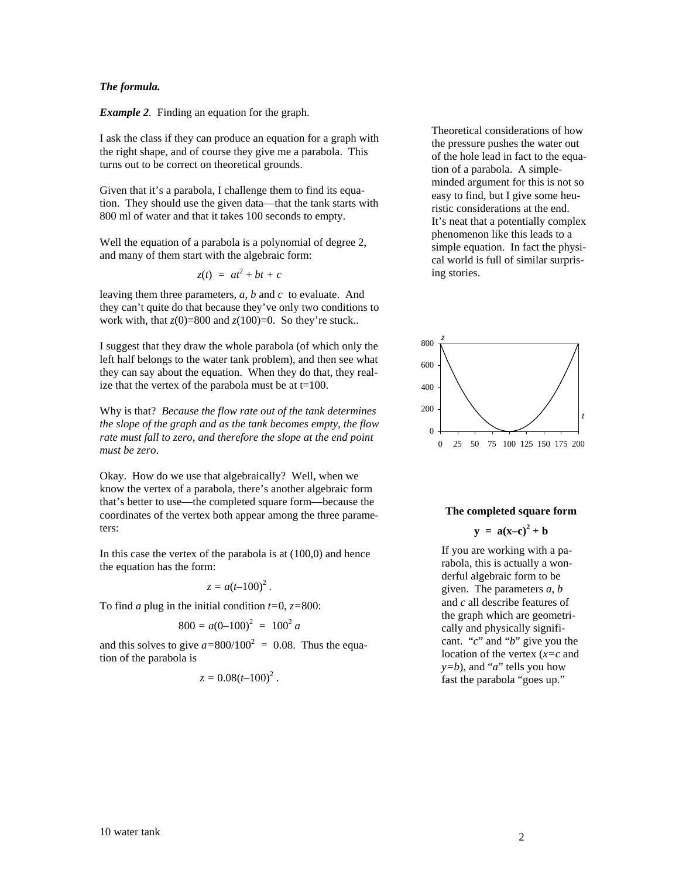***The formula.***

***Example 2***. Finding an equation for the graph.

I ask the class if they can produce an equation for a graph with the right shape, and of course they give me a parabola. This turns out to be correct on theoretical grounds.

Theoretical considerations of how the pressure pushes the water out of the hole lead in fact to the equation of a parabola. A simple-minded argument for this is not so easy to find, but I give some heuristic considerations at the end. It's neat that a potentially complex phenomenon like this leads to a simple equation. In fact the physical world is full of similar surprising stories.

Given that it's a parabola, I challenge them to find its equation. They should use the given data—that the tank starts with 800 ml of water and that it takes 100 seconds to empty.

Well the equation of a parabola is a polynomial of degree 2, and many of them start with the algebraic form:

$$z(t) = at^2 + bt + c$$

leaving them three parameters, $a$, $b$ and $c$ to evaluate. And they can't quite do that because they've only two conditions to work with, that $z(0)=800$ and $z(100)=0$. So they're stuck..

I suggest that they draw the whole parabola (of which only the left half belongs to the water tank problem), and then see what they can say about the equation. When they do that, they realize that the vertex of the parabola must be at t=100.

Why is that? *Because the flow rate out of the tank determines the slope of the graph and as the tank becomes empty, the flow rate must fall to zero, and therefore the slope at the end point must be zero*.

Okay. How do we use that algebraically? Well, when we know the vertex of a parabola, there's another algebraic form that's better to use—the completed square form—because the coordinates of the vertex both appear among the three parameters:

**The completed square form**

$$y = a(x-c)^2 + b$$

If you are working with a parabola, this is actually a wonderful algebraic form to be given. The parameters $a$, $b$ and $c$ all describe features of the graph which are geometrically and physically significant. "$c$" and "$b$" give you the location of the vertex ($x=c$ and $y=b$), and "$a$" tells you how fast the parabola "goes up."

In this case the vertex of the parabola is at (100,0) and hence the equation has the form:

$$z = a(t-100)^2 .$$

To find $a$ plug in the initial condition $t=0$, $z=800$:

$$800 = a(0-100)^2 = 100^2 a$$

and this solves to give $a=800/100^2 = 0.08$. Thus the equation of the parabola is

$$z = 0.08(t-100)^2 .$$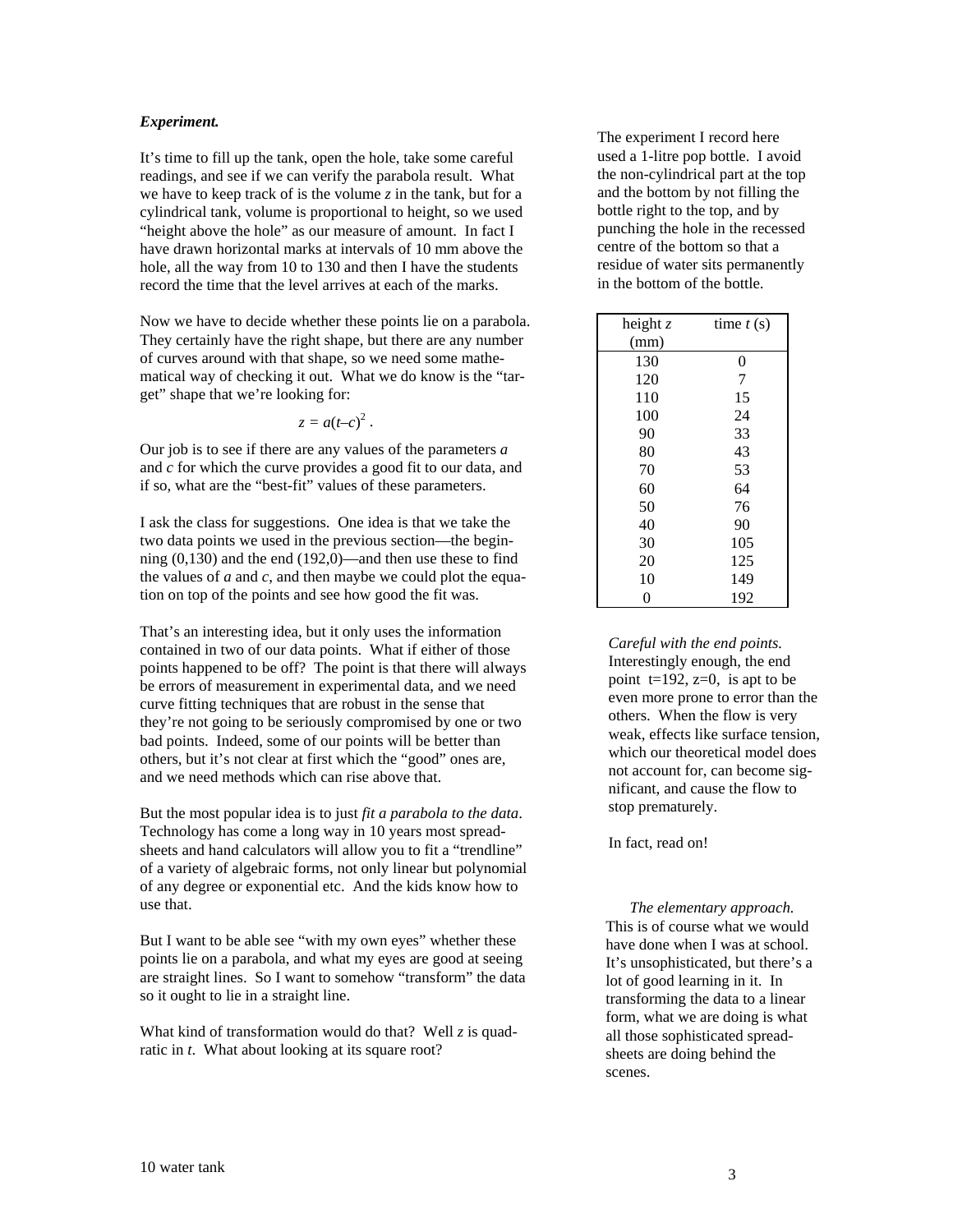### *Experiment.*

It's time to fill up the tank, open the hole, take some careful readings, and see if we can verify the parabola result. What we have to keep track of is the volume $z$ in the tank, but for a cylindrical tank, volume is proportional to height, so we used "height above the hole" as our measure of amount. In fact I have drawn horizontal marks at intervals of 10 mm above the hole, all the way from 10 to 130 and then I have the students record the time that the level arrives at each of the marks.

The experiment I record here used a 1-litre pop bottle. I avoid the non-cylindrical part at the top and the bottom by not filling the bottle right to the top, and by punching the hole in the recessed centre of the bottom so that a residue of water sits permanently in the bottom of the bottle.

| height $z$ (mm) | time $t$ (s) |
|---|---|
| 130 | 0 |
| 120 | 7 |
| 110 | 15 |
| 100 | 24 |
| 90 | 33 |
| 80 | 43 |
| 70 | 53 |
| 60 | 64 |
| 50 | 76 |
| 40 | 90 |
| 30 | 105 |
| 20 | 125 |
| 10 | 149 |
| 0 | 192 |

Now we have to decide whether these points lie on a parabola. They certainly have the right shape, but there are any number of curves around with that shape, so we need some mathematical way of checking it out. What we do know is the "target" shape that we're looking for:

$$z = a(t–c)^2 .$$

Our job is to see if there are any values of the parameters $a$ and $c$ for which the curve provides a good fit to our data, and if so, what are the "best-fit" values of these parameters.

I ask the class for suggestions. One idea is that we take the two data points we used in the previous section—the beginning (0,130) and the end (192,0)—and then use these to find the values of $a$ and $c$, and then maybe we could plot the equation on top of the points and see how good the fit was.

That's an interesting idea, but it only uses the information contained in two of our data points. What if either of those points happened to be off? The point is that there will always be errors of measurement in experimental data, and we need curve fitting techniques that are robust in the sense that they're not going to be seriously compromised by one or two bad points. Indeed, some of our points will be better than others, but it's not clear at first which the "good" ones are, and we need methods which can rise above that.

*Careful with the end points.* Interestingly enough, the end point $t=192$, $z=0$, is apt to be even more prone to error than the others. When the flow is very weak, effects like surface tension, which our theoretical model does not account for, can become significant, and cause the flow to stop prematurely.

In fact, read on!

But the most popular idea is to just *fit a parabola to the data*. Technology has come a long way in 10 years most spreadsheets and hand calculators will allow you to fit a "trendline" of a variety of algebraic forms, not only linear but polynomial of any degree or exponential etc. And the kids know how to use that.

But I want to be able see "with my own eyes" whether these points lie on a parabola, and what my eyes are good at seeing are straight lines. So I want to somehow "transform" the data so it ought to lie in a straight line.

What kind of transformation would do that? Well $z$ is quadratic in $t$. What about looking at its square root?

*The elementary approach.* This is of course what we would have done when I was at school. It's unsophisticated, but there's a lot of good learning in it. In transforming the data to a linear form, what we are doing is what all those sophisticated spreadsheets are doing behind the scenes.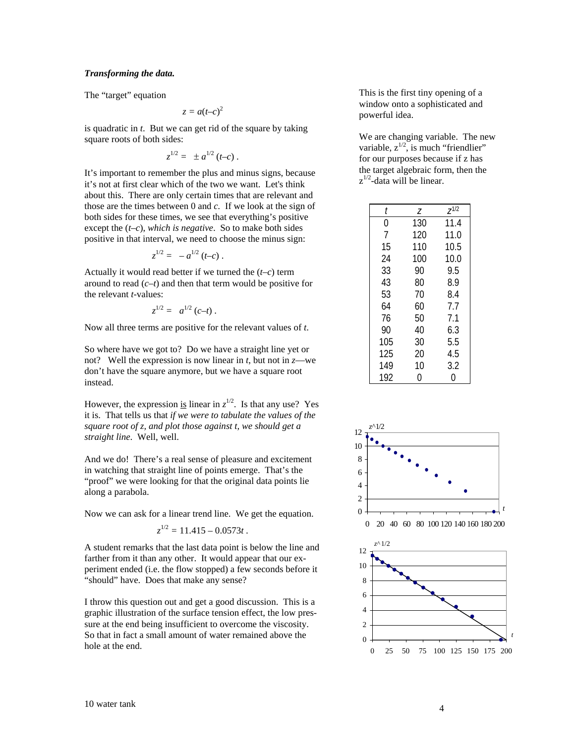***Transforming the data.***

The "target" equation

$$z = a(t–c)^2$$

is quadratic in *t*. But we can get rid of the square by taking square roots of both sides:

$$z^{1/2} = \pm a^{1/2}(t–c) .$$

It's important to remember the plus and minus signs, because it's not at first clear which of the two we want. Let's think about this. There are only certain times that are relevant and those are the times between 0 and *c*. If we look at the sign of both sides for these times, we see that everything's positive except the (*t*–*c*), *which is negative*. So to make both sides positive in that interval, we need to choose the minus sign:

$$z^{1/2} = -a^{1/2}(t–c) .$$

Actually it would read better if we turned the (*t*–*c*) term around to read (*c*–*t*) and then that term would be positive for the relevant *t*-values:

$$z^{1/2} = a^{1/2}(c–t) .$$

Now all three terms are positive for the relevant values of *t*.

So where have we got to? Do we have a straight line yet or not? Well the expression is now linear in *t*, but not in *z*—we don't have the square anymore, but we have a square root instead.

However, the expression is linear in $z^{1/2}$. Is that any use? Yes it is. That tells us that *if we were to tabulate the values of the square root of z, and plot those against t, we should get a straight line*. Well, well.

And we do! There's a real sense of pleasure and excitement in watching that straight line of points emerge. That's the "proof" we were looking for that the original data points lie along a parabola.

Now we can ask for a linear trend line. We get the equation.

$$z^{1/2} = 11.415 – 0.0573t .$$

A student remarks that the last data point is below the line and farther from it than any other. It would appear that our experiment ended (i.e. the flow stopped) a few seconds before it "should" have. Does that make any sense?

I throw this question out and get a good discussion. This is a graphic illustration of the surface tension effect, the low pressure at the end being insufficient to overcome the viscosity. So that in fact a small amount of water remained above the hole at the end.

This is the first tiny opening of a window onto a sophisticated and powerful idea.

We are changing variable. The new variable, $z^{1/2}$, is much "friendlier" for our purposes because if z has the target algebraic form, then the $z^{1/2}$-data will be linear.

| $t$ | $z$ | $z^{1/2}$ |
|---|---|---|
| 0 | 130 | 11.4 |
| 7 | 120 | 11.0 |
| 15 | 110 | 10.5 |
| 24 | 100 | 10.0 |
| 33 | 90 | 9.5 |
| 43 | 80 | 8.9 |
| 53 | 70 | 8.4 |
| 64 | 60 | 7.7 |
| 76 | 50 | 7.1 |
| 90 | 40 | 6.3 |
| 105 | 30 | 5.5 |
| 125 | 20 | 4.5 |
| 149 | 10 | 3.2 |
| 192 | 0 | 0 |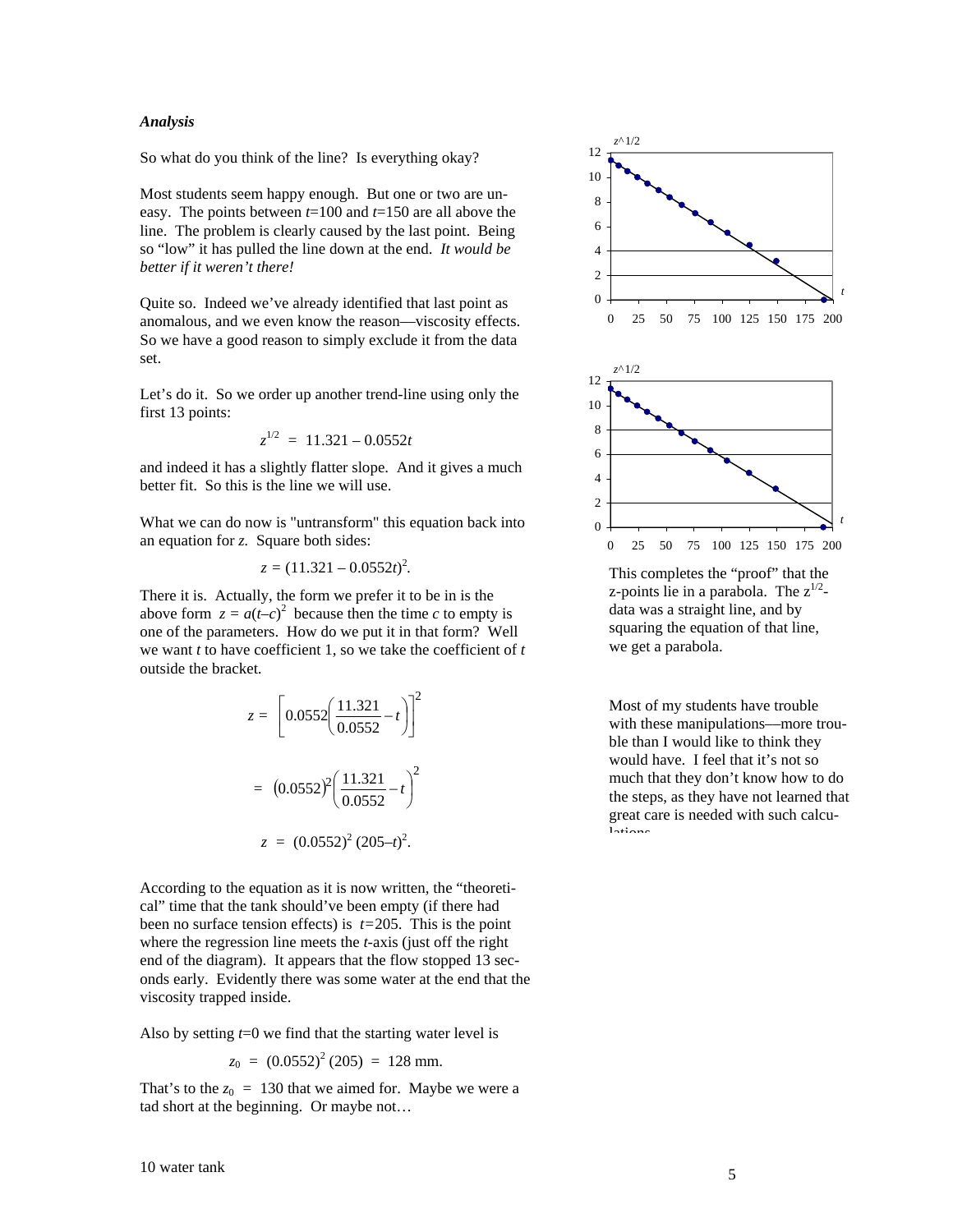### *Analysis*

So what do you think of the line? Is everything okay?

Most students seem happy enough. But one or two are uneasy. The points between $t$=100 and $t$=150 are all above the line. The problem is clearly caused by the last point. Being so "low" it has pulled the line down at the end. *It would be better if it weren't there!*

Quite so. Indeed we've already identified that last point as anomalous, and we even know the reason—viscosity effects. So we have a good reason to simply exclude it from the data set.

Let's do it. So we order up another trend-line using only the first 13 points:

$$z^{1/2} \;=\; 11.321 - 0.0552t$$

and indeed it has a slightly flatter slope. And it gives a much better fit. So this is the line we will use.

What we can do now is "untransform" this equation back into an equation for $z$. Square both sides:

$$z = (11.321 - 0.0552t)^2.$$

There it is. Actually, the form we prefer it to be in is the above form $z = a(t-c)^2$ because then the time $c$ to empty is one of the parameters. How do we put it in that form? Well we want $t$ to have coefficient 1, so we take the coefficient of $t$ outside the bracket.

$$z = \left[0.0552\left(\frac{11.321}{0.0552} - t\right)\right]^2$$

$$= \left(0.0552\right)^2\left(\frac{11.321}{0.0552} - t\right)^2$$

$$z \;=\; (0.0552)^2\,(205 - t)^2.$$

According to the equation as it is now written, the "theoretical" time that the tank should've been empty (if there had been no surface tension effects) is $t$=205. This is the point where the regression line meets the $t$-axis (just off the right end of the diagram). It appears that the flow stopped 13 seconds early. Evidently there was some water at the end that the viscosity trapped inside.

Also by setting $t$=0 we find that the starting water level is

$$z_0 \;=\; (0.0552)^2\,(205) \;=\; 128 \text{ mm}.$$

That's to the $z_0 \;=\; 130$ that we aimed for. Maybe we were a tad short at the beginning. Or maybe not…

This completes the "proof" that the z-points lie in a parabola. The $z^{1/2}$-data was a straight line, and by squaring the equation of that line, we get a parabola.

Most of my students have trouble with these manipulations—more trouble than I would like to think they would have. I feel that it's not so much that they don't know how to do the steps, as they have not learned that great care is needed with such calculations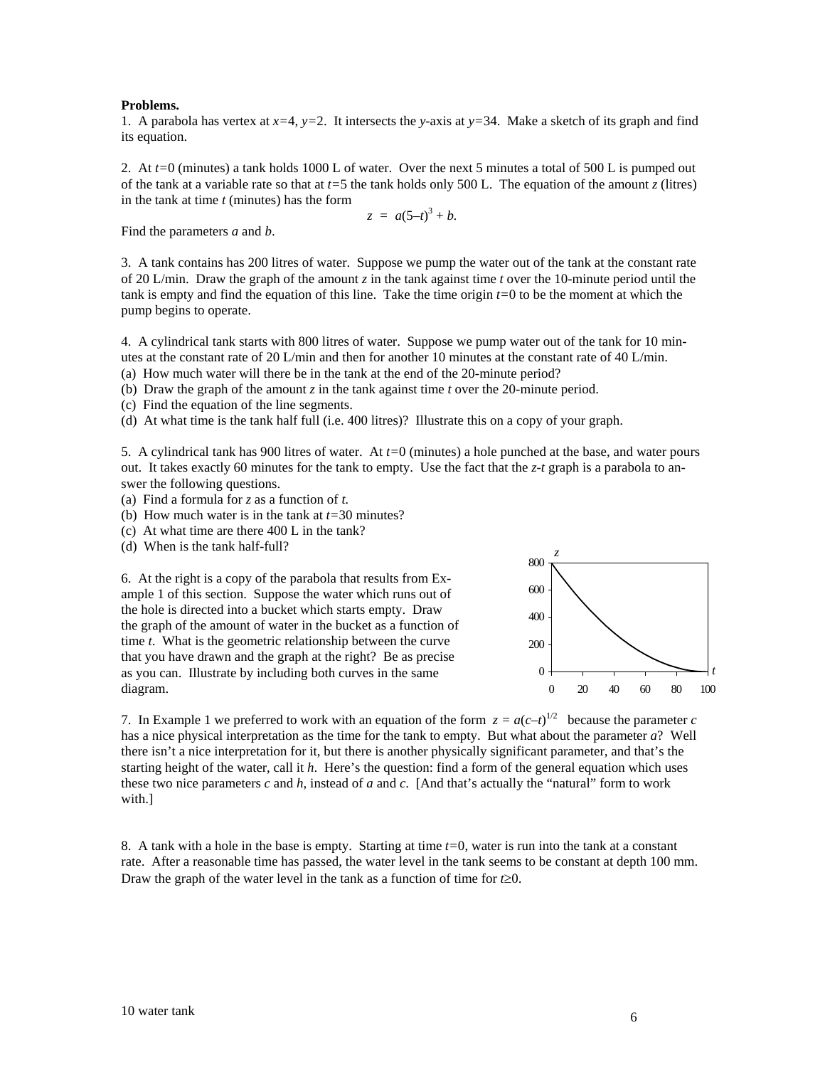**Problems.**

1. A parabola has vertex at $x=4$, $y=2$. It intersects the $y$-axis at $y=34$. Make a sketch of its graph and find its equation.

2. At $t=0$ (minutes) a tank holds 1000 L of water. Over the next 5 minutes a total of 500 L is pumped out of the tank at a variable rate so that at $t=5$ the tank holds only 500 L. The equation of the amount $z$ (litres) in the tank at time $t$ (minutes) has the form

$$z = a(5-t)^3 + b.$$

Find the parameters $a$ and $b$.

3. A tank contains has 200 litres of water. Suppose we pump the water out of the tank at the constant rate of 20 L/min. Draw the graph of the amount $z$ in the tank against time $t$ over the 10-minute period until the tank is empty and find the equation of this line. Take the time origin $t=0$ to be the moment at which the pump begins to operate.

4. A cylindrical tank starts with 800 litres of water. Suppose we pump water out of the tank for 10 minutes at the constant rate of 20 L/min and then for another 10 minutes at the constant rate of 40 L/min.
(a) How much water will there be in the tank at the end of the 20-minute period?
(b) Draw the graph of the amount $z$ in the tank against time $t$ over the 20-minute period.
(c) Find the equation of the line segments.
(d) At what time is the tank half full (i.e. 400 litres)? Illustrate this on a copy of your graph.

5. A cylindrical tank has 900 litres of water. At $t=0$ (minutes) a hole punched at the base, and water pours out. It takes exactly 60 minutes for the tank to empty. Use the fact that the $z$-$t$ graph is a parabola to answer the following questions.
(a) Find a formula for $z$ as a function of $t$.
(b) How much water is in the tank at $t=30$ minutes?
(c) At what time are there 400 L in the tank?
(d) When is the tank half-full?

6. At the right is a copy of the parabola that results from Example 1 of this section. Suppose the water which runs out of the hole is directed into a bucket which starts empty. Draw the graph of the amount of water in the bucket as a function of time $t$. What is the geometric relationship between the curve that you have drawn and the graph at the right? Be as precise as you can. Illustrate by including both curves in the same diagram.

7. In Example 1 we preferred to work with an equation of the form $z = a(c-t)^{1/2}$ because the parameter $c$ has a nice physical interpretation as the time for the tank to empty. But what about the parameter $a$? Well there isn't a nice interpretation for it, but there is another physically significant parameter, and that's the starting height of the water, call it $h$. Here's the question: find a form of the general equation which uses these two nice parameters $c$ and $h$, instead of $a$ and $c$. [And that's actually the "natural" form to work with.]

8. A tank with a hole in the base is empty. Starting at time $t=0$, water is run into the tank at a constant rate. After a reasonable time has passed, the water level in the tank seems to be constant at depth 100 mm. Draw the graph of the water level in the tank as a function of time for $t \geq 0$.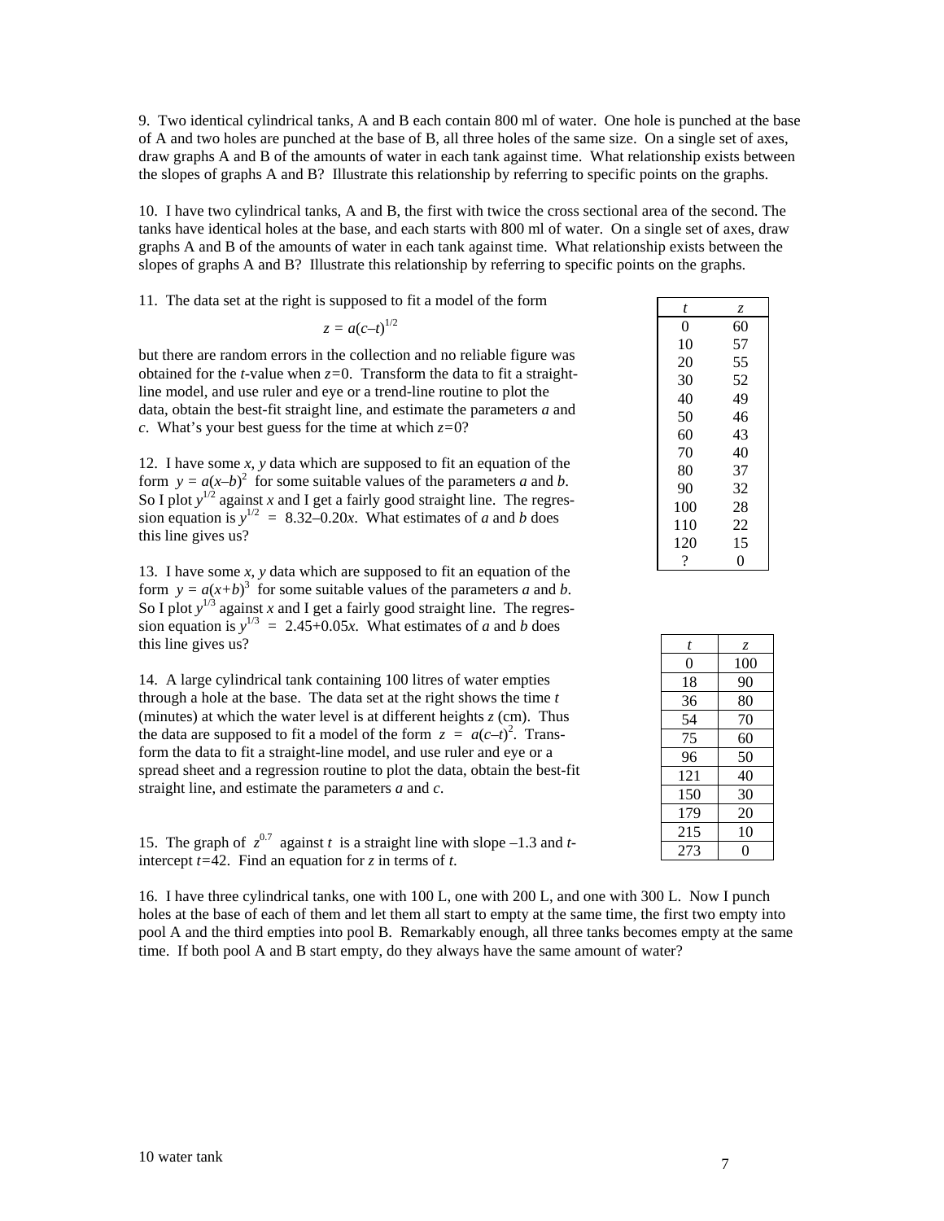9. Two identical cylindrical tanks, A and B each contain 800 ml of water. One hole is punched at the base of A and two holes are punched at the base of B, all three holes of the same size. On a single set of axes, draw graphs A and B of the amounts of water in each tank against time. What relationship exists between the slopes of graphs A and B? Illustrate this relationship by referring to specific points on the graphs.

10. I have two cylindrical tanks, A and B, the first with twice the cross sectional area of the second. The tanks have identical holes at the base, and each starts with 800 ml of water. On a single set of axes, draw graphs A and B of the amounts of water in each tank against time. What relationship exists between the slopes of graphs A and B? Illustrate this relationship by referring to specific points on the graphs.

11. The data set at the right is supposed to fit a model of the form

$$z = a(c-t)^{1/2}$$

but there are random errors in the collection and no reliable figure was obtained for the $t$-value when $z=0$. Transform the data to fit a straight-line model, and use ruler and eye or a trend-line routine to plot the data, obtain the best-fit straight line, and estimate the parameters $a$ and $c$. What's your best guess for the time at which $z=0$?

| $t$ | $z$ |
|---|---|
| 0 | 60 |
| 10 | 57 |
| 20 | 55 |
| 30 | 52 |
| 40 | 49 |
| 50 | 46 |
| 60 | 43 |
| 70 | 40 |
| 80 | 37 |
| 90 | 32 |
| 100 | 28 |
| 110 | 22 |
| 120 | 15 |
| ? | 0 |

12. I have some $x$, $y$ data which are supposed to fit an equation of the form $y = a(x-b)^2$ for some suitable values of the parameters $a$ and $b$. So I plot $y^{1/2}$ against $x$ and I get a fairly good straight line. The regression equation is $y^{1/2} = 8.32-0.20x$. What estimates of $a$ and $b$ does this line gives us?

13. I have some $x$, $y$ data which are supposed to fit an equation of the form $y = a(x+b)^3$ for some suitable values of the parameters $a$ and $b$. So I plot $y^{1/3}$ against $x$ and I get a fairly good straight line. The regression equation is $y^{1/3} = 2.45+0.05x$. What estimates of $a$ and $b$ does this line gives us?

14. A large cylindrical tank containing 100 litres of water empties through a hole at the base. The data set at the right shows the time $t$ (minutes) at which the water level is at different heights $z$ (cm). Thus the data are supposed to fit a model of the form $z = a(c-t)^2$. Transform the data to fit a straight-line model, and use ruler and eye or a spread sheet and a regression routine to plot the data, obtain the best-fit straight line, and estimate the parameters $a$ and $c$.

| $t$ | $z$ |
|---|---|
| 0 | 100 |
| 18 | 90 |
| 36 | 80 |
| 54 | 70 |
| 75 | 60 |
| 96 | 50 |
| 121 | 40 |
| 150 | 30 |
| 179 | 20 |
| 215 | 10 |
| 273 | 0 |

15. The graph of $z^{0.7}$ against $t$ is a straight line with slope –1.3 and $t$-intercept $t=42$. Find an equation for $z$ in terms of $t$.

16. I have three cylindrical tanks, one with 100 L, one with 200 L, and one with 300 L. Now I punch holes at the base of each of them and let them all start to empty at the same time, the first two empty into pool A and the third empties into pool B. Remarkably enough, all three tanks becomes empty at the same time. If both pool A and B start empty, do they always have the same amount of water?

10 water tank